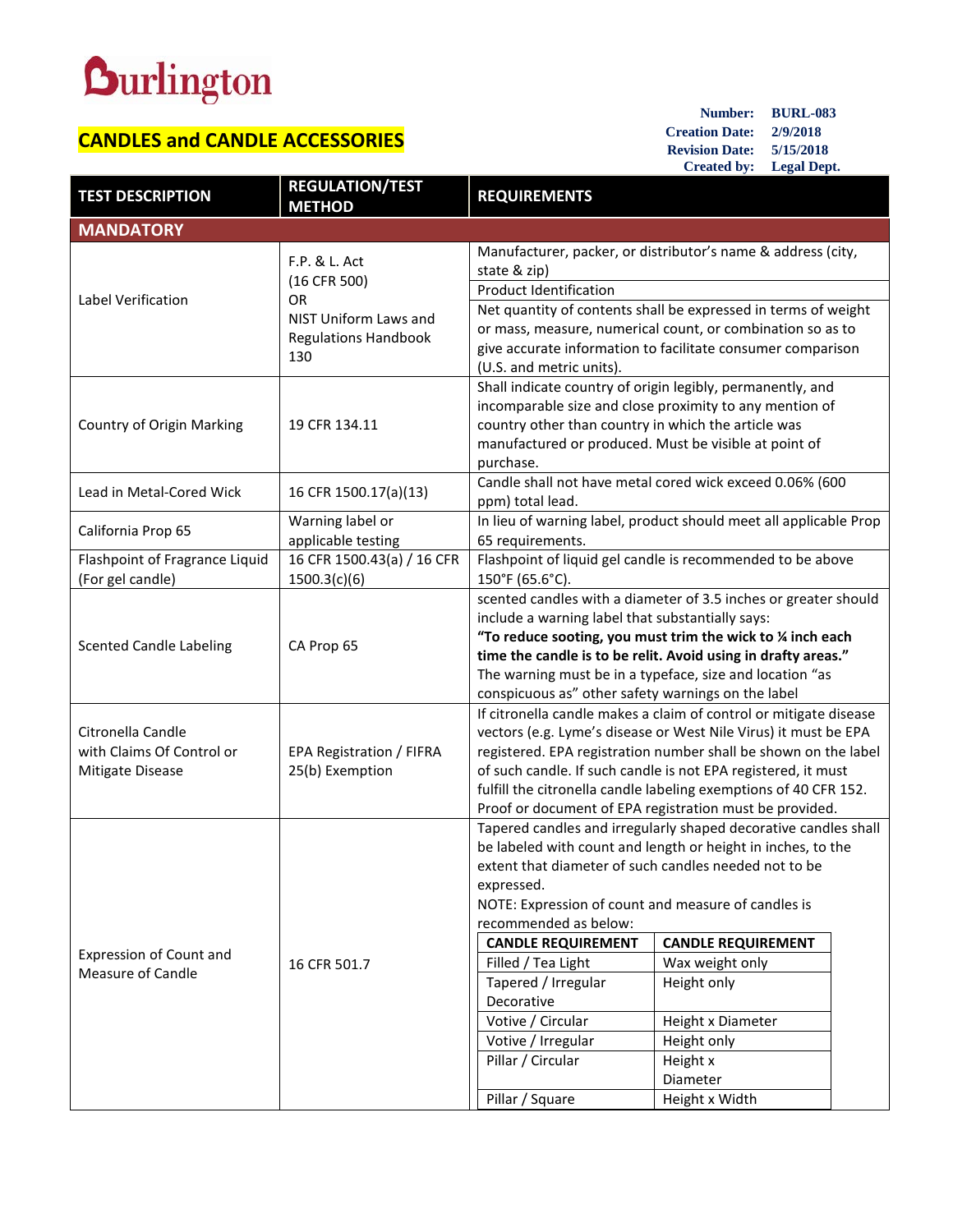Burlington

# CANDLES and CANDLE ACCESSORIES

**Number:** BURL-083
**Creation Date:** 2/9/2018
**Revision Date:** 5/15/2018
**Created by:** Legal Dept.

| TEST DESCRIPTION | REGULATION/TEST METHOD | REQUIREMENTS |
|---|---|---|
| **MANDATORY** | | |
| Label Verification | F.P. & L. Act (16 CFR 500) OR NIST Uniform Laws and Regulations Handbook 130 | Manufacturer, packer, or distributor's name & address (city, state & zip)<br>Product Identification<br>Net quantity of contents shall be expressed in terms of weight or mass, measure, numerical count, or combination so as to give accurate information to facilitate consumer comparison (U.S. and metric units). |
| Country of Origin Marking | 19 CFR 134.11 | Shall indicate country of origin legibly, permanently, and incomparable size and close proximity to any mention of country other than country in which the article was manufactured or produced. Must be visible at point of purchase. |
| Lead in Metal-Cored Wick | 16 CFR 1500.17(a)(13) | Candle shall not have metal cored wick exceed 0.06% (600 ppm) total lead. |
| California Prop 65 | Warning label or applicable testing | In lieu of warning label, product should meet all applicable Prop 65 requirements. |
| Flashpoint of Fragrance Liquid (For gel candle) | 16 CFR 1500.43(a) / 16 CFR 1500.3(c)(6) | Flashpoint of liquid gel candle is recommended to be above 150°F (65.6°C). |
| Scented Candle Labeling | CA Prop 65 | scented candles with a diameter of 3.5 inches or greater should include a warning label that substantially says:<br>**"To reduce sooting, you must trim the wick to ¼ inch each time the candle is to be relit. Avoid using in drafty areas."**<br>The warning must be in a typeface, size and location "as conspicuous as" other safety warnings on the label |
| Citronella Candle with Claims Of Control or Mitigate Disease | EPA Registration / FIFRA 25(b) Exemption | If citronella candle makes a claim of control or mitigate disease vectors (e.g. Lyme's disease or West Nile Virus) it must be EPA registered. EPA registration number shall be shown on the label of such candle. If such candle is not EPA registered, it must fulfill the citronella candle labeling exemptions of 40 CFR 152. Proof or document of EPA registration must be provided. |
| Expression of Count and Measure of Candle | 16 CFR 501.7 | Tapered candles and irregularly shaped decorative candles shall be labeled with count and length or height in inches, to the extent that diameter of such candles needed not to be expressed.<br>NOTE: Expression of count and measure of candles is recommended as below:<br>**CANDLE REQUIREMENT** – **CANDLE REQUIREMENT**<br>Filled / Tea Light – Wax weight only<br>Tapered / Irregular Decorative – Height only<br>Votive / Circular – Height x Diameter<br>Votive / Irregular – Height only<br>Pillar / Circular – Height x Diameter<br>Pillar / Square – Height x Width |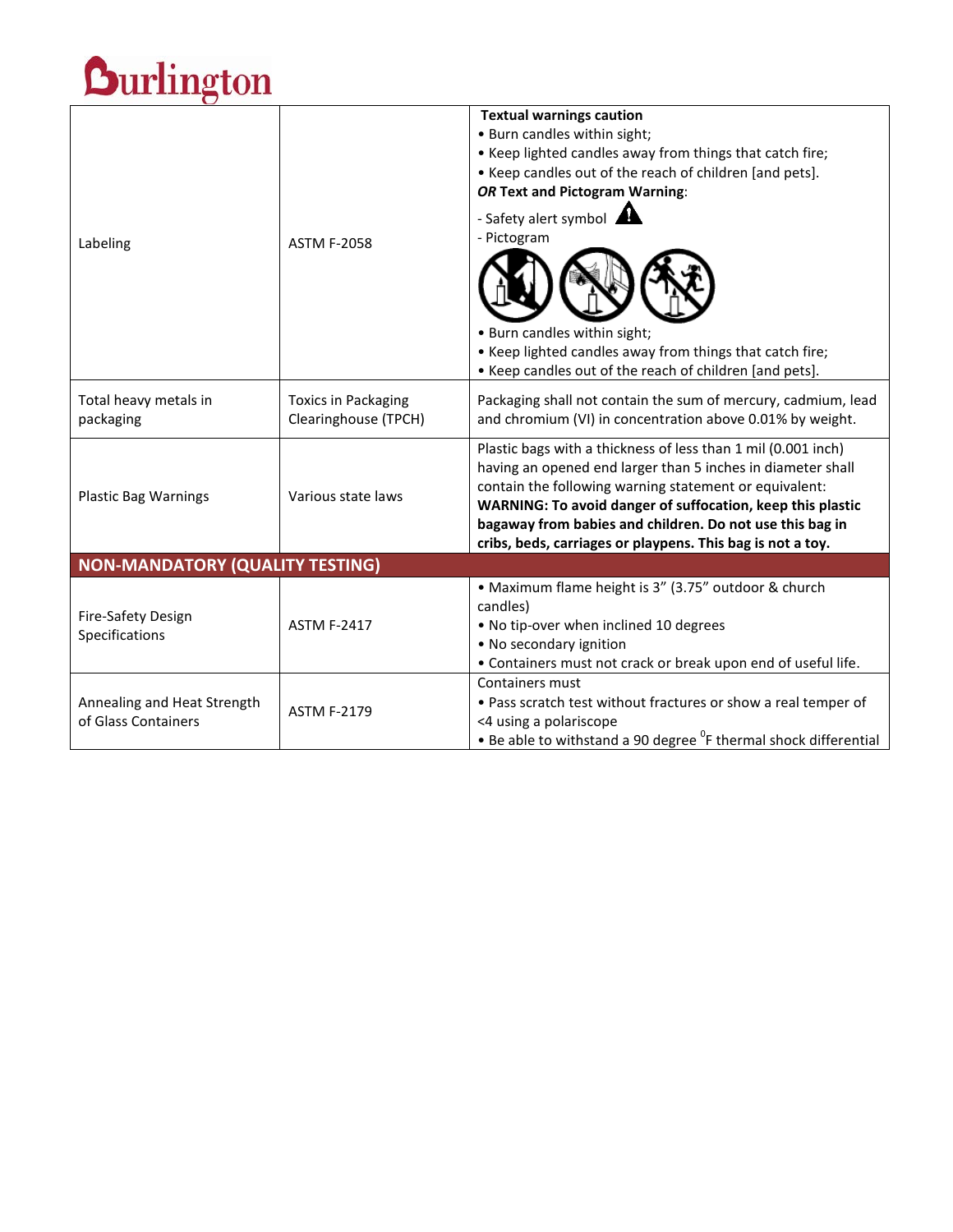| | | |
|---|---|---|
| Labeling | ASTM F-2058 | **Textual warnings caution**<br>• Burn candles within sight;<br>• Keep lighted candles away from things that catch fire;<br>• Keep candles out of the reach of children [and pets].<br>***OR* Text and Pictogram Warning**:<br>- Safety alert symbol<br>- Pictogram<br>• Burn candles within sight;<br>• Keep lighted candles away from things that catch fire;<br>• Keep candles out of the reach of children [and pets]. |
| Total heavy metals in packaging | Toxics in Packaging Clearinghouse (TPCH) | Packaging shall not contain the sum of mercury, cadmium, lead and chromium (VI) in concentration above 0.01% by weight. |
| Plastic Bag Warnings | Various state laws | Plastic bags with a thickness of less than 1 mil (0.001 inch) having an opened end larger than 5 inches in diameter shall contain the following warning statement or equivalent:<br>**WARNING: To avoid danger of suffocation, keep this plastic bagaway from babies and children. Do not use this bag in cribs, beds, carriages or playpens. This bag is not a toy.** |
| **NON-MANDATORY (QUALITY TESTING)** | | |
| Fire-Safety Design Specifications | ASTM F-2417 | • Maximum flame height is 3" (3.75" outdoor & church candles)<br>• No tip-over when inclined 10 degrees<br>• No secondary ignition<br>• Containers must not crack or break upon end of useful life. |
| Annealing and Heat Strength of Glass Containers | ASTM F-2179 | Containers must<br>• Pass scratch test without fractures or show a real temper of <4 using a polariscope<br>• Be able to withstand a 90 degree $^{0}$F thermal shock differential |